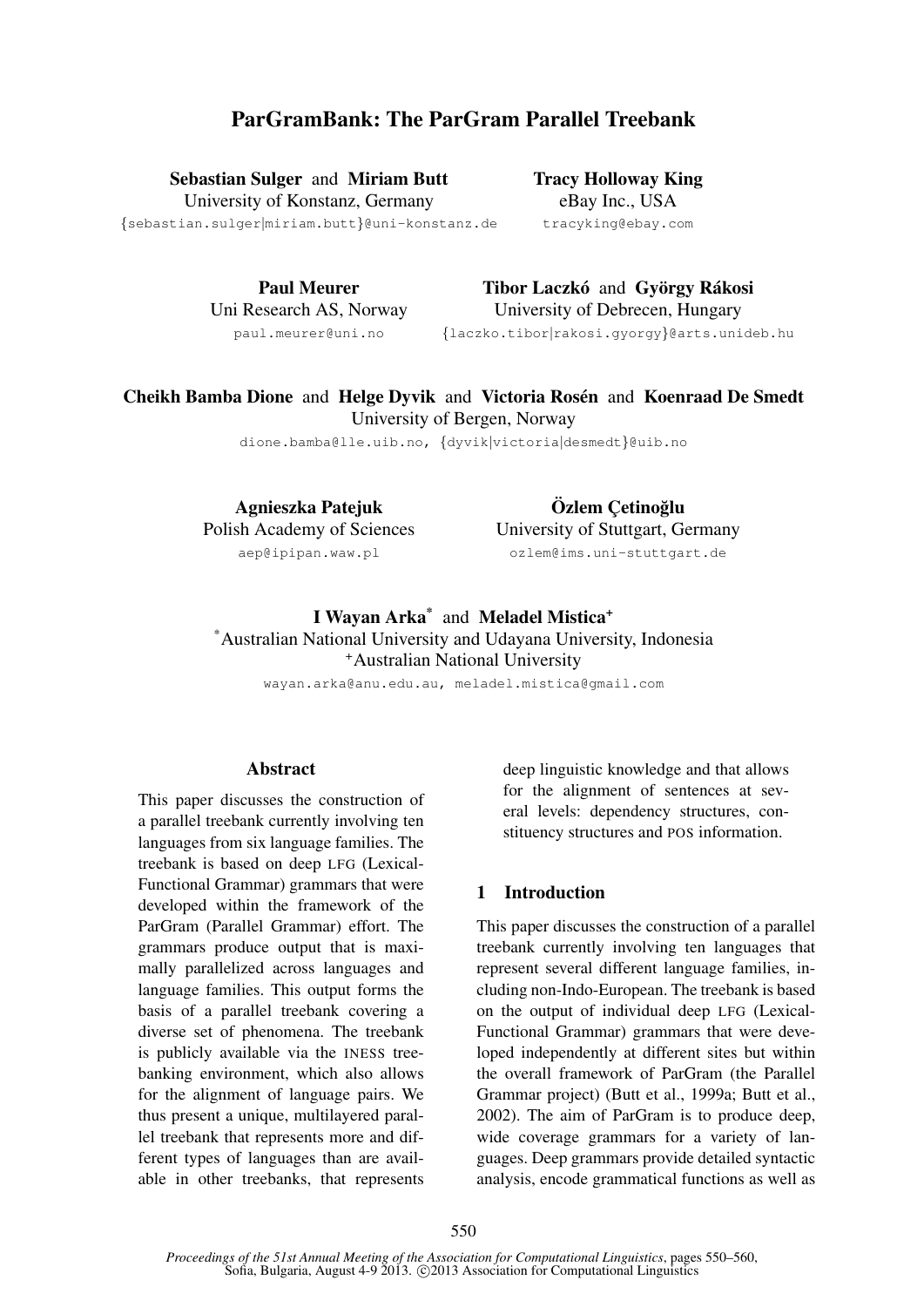# ParGramBank: The ParGram Parallel Treebank

**Sebastian Sulger** and **Miriam Butt**
University of Konstanz, Germany
{sebastian.sulger|miriam.butt}@uni-konstanz.de

**Tracy Holloway King**
eBay Inc., USA
tracyking@ebay.com

**Paul Meurer**
Uni Research AS, Norway
paul.meurer@uni.no

**Tibor Laczkó** and **György Rákosi**
University of Debrecen, Hungary
{laczko.tibor|rakosi.gyorgy}@arts.unideb.hu

**Cheikh Bamba Dione** and **Helge Dyvik** and **Victoria Rosén** and **Koenraad De Smedt**
University of Bergen, Norway
dione.bamba@lle.uib.no, {dyvik|victoria|desmedt}@uib.no

**Agnieszka Patejuk**
Polish Academy of Sciences
aep@ipipan.waw.pl

**Özlem Çetinoğlu**
University of Stuttgart, Germany
ozlem@ims.uni-stuttgart.de

**I Wayan Arka**[*] and **Meladel Mistica**[+]
[*]Australian National University and Udayana University, Indonesia
[+]Australian National University
wayan.arka@anu.edu.au, meladel.mistica@gmail.com

## Abstract

This paper discusses the construction of a parallel treebank currently involving ten languages from six language families. The treebank is based on deep LFG (Lexical-Functional Grammar) grammars that were developed within the framework of the ParGram (Parallel Grammar) effort. The grammars produce output that is maximally parallelized across languages and language families. This output forms the basis of a parallel treebank covering a diverse set of phenomena. The treebank is publicly available via the INESS treebanking environment, which also allows for the alignment of language pairs. We thus present a unique, multilayered parallel treebank that represents more and different types of languages than are available in other treebanks, that represents deep linguistic knowledge and that allows for the alignment of sentences at several levels: dependency structures, constituency structures and POS information.

## 1 Introduction

This paper discusses the construction of a parallel treebank currently involving ten languages that represent several different language families, including non-Indo-European. The treebank is based on the output of individual deep LFG (Lexical-Functional Grammar) grammars that were developed independently at different sites but within the overall framework of ParGram (the Parallel Grammar project) (Butt et al., 1999a; Butt et al., 2002). The aim of ParGram is to produce deep, wide coverage grammars for a variety of languages. Deep grammars provide detailed syntactic analysis, encode grammatical functions as well as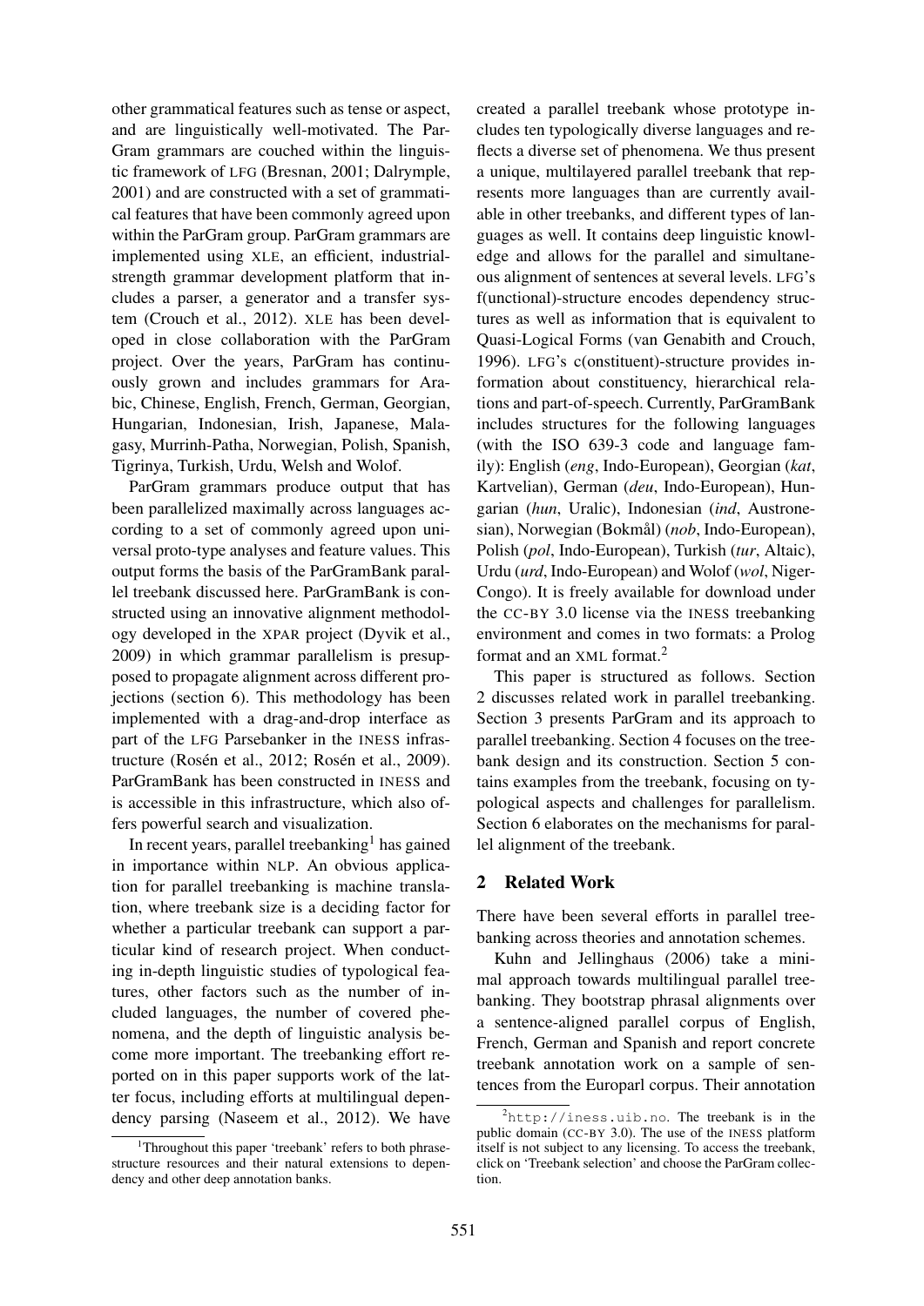other grammatical features such as tense or aspect, and are linguistically well-motivated. The ParGram grammars are couched within the linguistic framework of LFG (Bresnan, 2001; Dalrymple, 2001) and are constructed with a set of grammatical features that have been commonly agreed upon within the ParGram group. ParGram grammars are implemented using XLE, an efficient, industrial-strength grammar development platform that includes a parser, a generator and a transfer system (Crouch et al., 2012). XLE has been developed in close collaboration with the ParGram project. Over the years, ParGram has continuously grown and includes grammars for Arabic, Chinese, English, French, German, Georgian, Hungarian, Indonesian, Irish, Japanese, Malagasy, Murrinh-Patha, Norwegian, Polish, Spanish, Tigrinya, Turkish, Urdu, Welsh and Wolof.

ParGram grammars produce output that has been parallelized maximally across languages according to a set of commonly agreed upon universal proto-type analyses and feature values. This output forms the basis of the ParGramBank parallel treebank discussed here. ParGramBank is constructed using an innovative alignment methodology developed in the XPAR project (Dyvik et al., 2009) in which grammar parallelism is presupposed to propagate alignment across different projections (section 6). This methodology has been implemented with a drag-and-drop interface as part of the LFG Parsebanker in the INESS infrastructure (Rosén et al., 2012; Rosén et al., 2009). ParGramBank has been constructed in INESS and is accessible in this infrastructure, which also offers powerful search and visualization.

In recent years, parallel treebanking[1] has gained in importance within NLP. An obvious application for parallel treebanking is machine translation, where treebank size is a deciding factor for whether a particular treebank can support a particular kind of research project. When conducting in-depth linguistic studies of typological features, other factors such as the number of included languages, the number of covered phenomena, and the depth of linguistic analysis become more important. The treebanking effort reported on in this paper supports work of the latter focus, including efforts at multilingual dependency parsing (Naseem et al., 2012). We have created a parallel treebank whose prototype includes ten typologically diverse languages and reflects a diverse set of phenomena. We thus present a unique, multilayered parallel treebank that represents more languages than are currently available in other treebanks, and different types of languages as well. It contains deep linguistic knowledge and allows for the parallel and simultaneous alignment of sentences at several levels. LFG's f(unctional)-structure encodes dependency structures as well as information that is equivalent to Quasi-Logical Forms (van Genabith and Crouch, 1996). LFG's c(onstituent)-structure provides information about constituency, hierarchical relations and part-of-speech. Currently, ParGramBank includes structures for the following languages (with the ISO 639-3 code and language family): English (*eng*, Indo-European), Georgian (*kat*, Kartvelian), German (*deu*, Indo-European), Hungarian (*hun*, Uralic), Indonesian (*ind*, Austronesian), Norwegian (Bokmål) (*nob*, Indo-European), Polish (*pol*, Indo-European), Turkish (*tur*, Altaic), Urdu (*urd*, Indo-European) and Wolof (*wol*, Niger-Congo). It is freely available for download under the CC-BY 3.0 license via the INESS treebanking environment and comes in two formats: a Prolog format and an XML format.[2]

This paper is structured as follows. Section 2 discusses related work in parallel treebanking. Section 3 presents ParGram and its approach to parallel treebanking. Section 4 focuses on the treebank design and its construction. Section 5 contains examples from the treebank, focusing on typological aspects and challenges for parallelism. Section 6 elaborates on the mechanisms for parallel alignment of the treebank.

## 2 Related Work

There have been several efforts in parallel treebanking across theories and annotation schemes.

Kuhn and Jellinghaus (2006) take a minimal approach towards multilingual parallel treebanking. They bootstrap phrasal alignments over a sentence-aligned parallel corpus of English, French, German and Spanish and report concrete treebank annotation work on a sample of sentences from the Europarl corpus. Their annotation

[1] Throughout this paper 'treebank' refers to both phrase-structure resources and their natural extensions to dependency and other deep annotation banks.

[2] http://iness.uib.no. The treebank is in the public domain (CC-BY 3.0). The use of the INESS platform itself is not subject to any licensing. To access the treebank, click on 'Treebank selection' and choose the ParGram collection.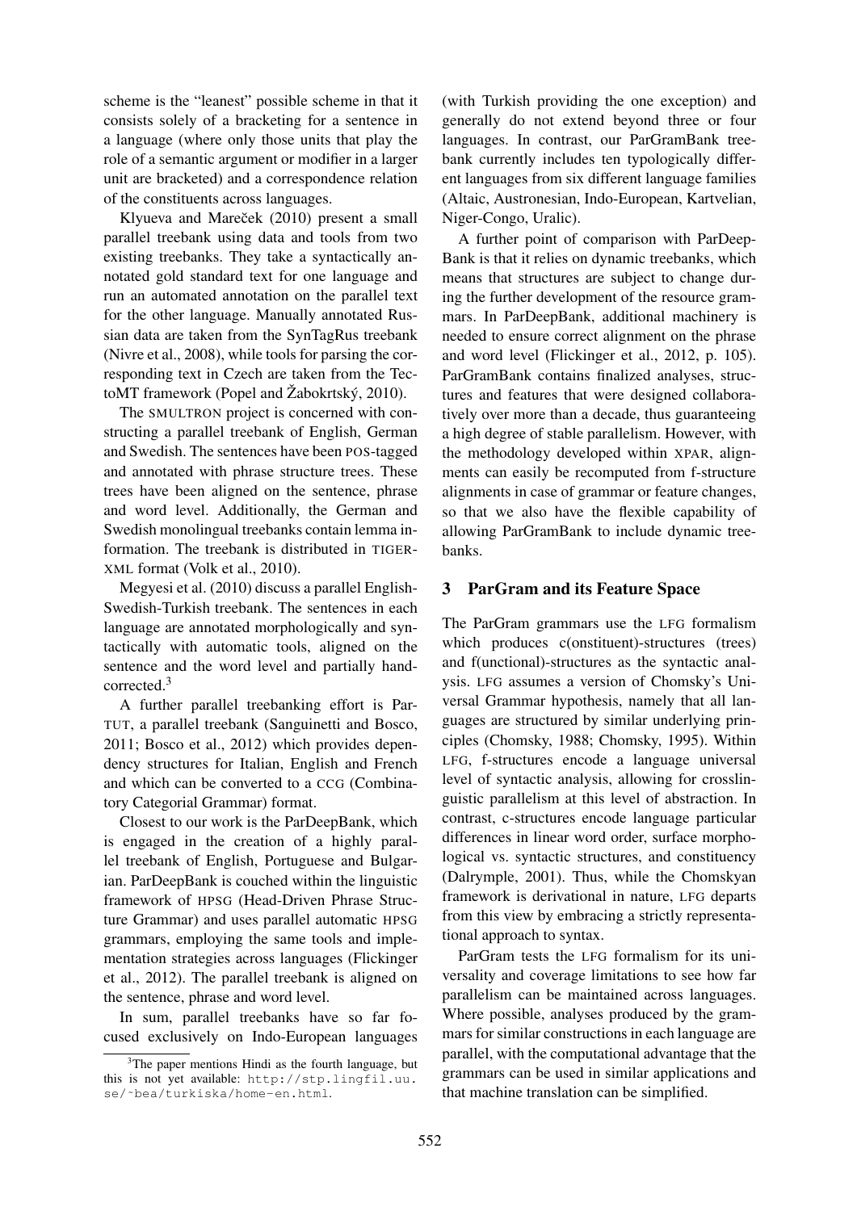scheme is the "leanest" possible scheme in that it consists solely of a bracketing for a sentence in a language (where only those units that play the role of a semantic argument or modifier in a larger unit are bracketed) and a correspondence relation of the constituents across languages.

Klyueva and Mareček (2010) present a small parallel treebank using data and tools from two existing treebanks. They take a syntactically annotated gold standard text for one language and run an automated annotation on the parallel text for the other language. Manually annotated Russian data are taken from the SynTagRus treebank (Nivre et al., 2008), while tools for parsing the corresponding text in Czech are taken from the TectoMT framework (Popel and Žabokrtský, 2010).

The SMULTRON project is concerned with constructing a parallel treebank of English, German and Swedish. The sentences have been POS-tagged and annotated with phrase structure trees. These trees have been aligned on the sentence, phrase and word level. Additionally, the German and Swedish monolingual treebanks contain lemma information. The treebank is distributed in TIGER-XML format (Volk et al., 2010).

Megyesi et al. (2010) discuss a parallel English-Swedish-Turkish treebank. The sentences in each language are annotated morphologically and syntactically with automatic tools, aligned on the sentence and the word level and partially hand-corrected.[3]

A further parallel treebanking effort is ParTUT, a parallel treebank (Sanguinetti and Bosco, 2011; Bosco et al., 2012) which provides dependency structures for Italian, English and French and which can be converted to a CCG (Combinatory Categorial Grammar) format.

Closest to our work is the ParDeepBank, which is engaged in the creation of a highly parallel treebank of English, Portuguese and Bulgarian. ParDeepBank is couched within the linguistic framework of HPSG (Head-Driven Phrase Structure Grammar) and uses parallel automatic HPSG grammars, employing the same tools and implementation strategies across languages (Flickinger et al., 2012). The parallel treebank is aligned on the sentence, phrase and word level.

In sum, parallel treebanks have so far focused exclusively on Indo-European languages (with Turkish providing the one exception) and generally do not extend beyond three or four languages. In contrast, our ParGramBank treebank currently includes ten typologically different languages from six different language families (Altaic, Austronesian, Indo-European, Kartvelian, Niger-Congo, Uralic).

A further point of comparison with ParDeepBank is that it relies on dynamic treebanks, which means that structures are subject to change during the further development of the resource grammars. In ParDeepBank, additional machinery is needed to ensure correct alignment on the phrase and word level (Flickinger et al., 2012, p. 105). ParGramBank contains finalized analyses, structures and features that were designed collaboratively over more than a decade, thus guaranteeing a high degree of stable parallelism. However, with the methodology developed within XPAR, alignments can easily be recomputed from f-structure alignments in case of grammar or feature changes, so that we also have the flexible capability of allowing ParGramBank to include dynamic treebanks.

## 3 ParGram and its Feature Space

The ParGram grammars use the LFG formalism which produces c(onstituent)-structures (trees) and f(unctional)-structures as the syntactic analysis. LFG assumes a version of Chomsky's Universal Grammar hypothesis, namely that all languages are structured by similar underlying principles (Chomsky, 1988; Chomsky, 1995). Within LFG, f-structures encode a language universal level of syntactic analysis, allowing for crosslinguistic parallelism at this level of abstraction. In contrast, c-structures encode language particular differences in linear word order, surface morphological vs. syntactic structures, and constituency (Dalrymple, 2001). Thus, while the Chomskyan framework is derivational in nature, LFG departs from this view by embracing a strictly representational approach to syntax.

ParGram tests the LFG formalism for its universality and coverage limitations to see how far parallelism can be maintained across languages. Where possible, analyses produced by the grammars for similar constructions in each language are parallel, with the computational advantage that the grammars can be used in similar applications and that machine translation can be simplified.

[3] The paper mentions Hindi as the fourth language, but this is not yet available: http://stp.lingfil.uu.se/~bea/turkiska/home-en.html.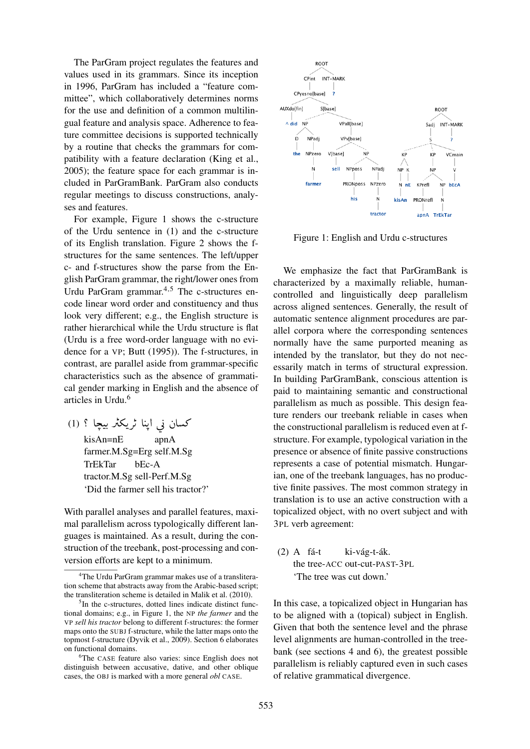The ParGram project regulates the features and values used in its grammars. Since its inception in 1996, ParGram has included a "feature committee", which collaboratively determines norms for the use and definition of a common multilingual feature and analysis space. Adherence to feature committee decisions is supported technically by a routine that checks the grammars for compatibility with a feature declaration (King et al., 2005); the feature space for each grammar is included in ParGramBank. ParGram also conducts regular meetings to discuss constructions, analyses and features.

For example, Figure 1 shows the c-structure of the Urdu sentence in (1) and the c-structure of its English translation. Figure 2 shows the f-structures for the same sentences. The left/upper c- and f-structures show the parse from the English ParGram grammar, the right/lower ones from Urdu ParGram grammar.[4,5] The c-structures encode linear word order and constituency and thus look very different; e.g., the English structure is rather hierarchical while the Urdu structure is flat (Urdu is a free word-order language with no evidence for a VP; Butt (1995)). The f-structures, in contrast, are parallel aside from grammar-specific characteristics such as the absence of grammatical gender marking in English and the absence of articles in Urdu.[6]

(1) کسان نے اپنا ٹریکٹر بیچا ؟

kisAn=nE apnA
farmer.M.Sg=Erg self.M.Sg
TrEkTar bEc-A
tractor.M.Sg sell-Perf.M.Sg
'Did the farmer sell his tractor?'

With parallel analyses and parallel features, maximal parallelism across typologically different languages is maintained. As a result, during the construction of the treebank, post-processing and conversion efforts are kept to a minimum.

Figure 1: English and Urdu c-structures

We emphasize the fact that ParGramBank is characterized by a maximally reliable, human-controlled and linguistically deep parallelism across aligned sentences. Generally, the result of automatic sentence alignment procedures are parallel corpora where the corresponding sentences normally have the same purported meaning as intended by the translator, but they do not necessarily match in terms of structural expression. In building ParGramBank, conscious attention is paid to maintaining semantic and constructional parallelism as much as possible. This design feature renders our treebank reliable in cases when the constructional parallelism is reduced even at f-structure. For example, typological variation in the presence or absence of finite passive constructions represents a case of potential mismatch. Hungarian, one of the treebank languages, has no productive finite passives. The most common strategy in translation is to use an active construction with a topicalized object, with no overt subject and with 3PL verb agreement:

(2) A fá-t ki-vág-t-ák.
the tree-ACC out-cut-PAST-3PL
'The tree was cut down.'

In this case, a topicalized object in Hungarian has to be aligned with a (topical) subject in English. Given that both the sentence level and the phrase level alignments are human-controlled in the treebank (see sections 4 and 6), the greatest possible parallelism is reliably captured even in such cases of relative grammatical divergence.

---

[4] The Urdu ParGram grammar makes use of a transliteration scheme that abstracts away from the Arabic-based script; the transliteration scheme is detailed in Malik et al. (2010).

[5] In the c-structures, dotted lines indicate distinct functional domains; e.g., in Figure 1, the NP *the farmer* and the VP *sell his tractor* belong to different f-structures: the former maps onto the SUBJ f-structure, while the latter maps onto the topmost f-structure (Dyvik et al., 2009). Section 6 elaborates on functional domains.

[6] The CASE feature also varies: since English does not distinguish between accusative, dative, and other oblique cases, the OBJ is marked with a more general *obl* CASE.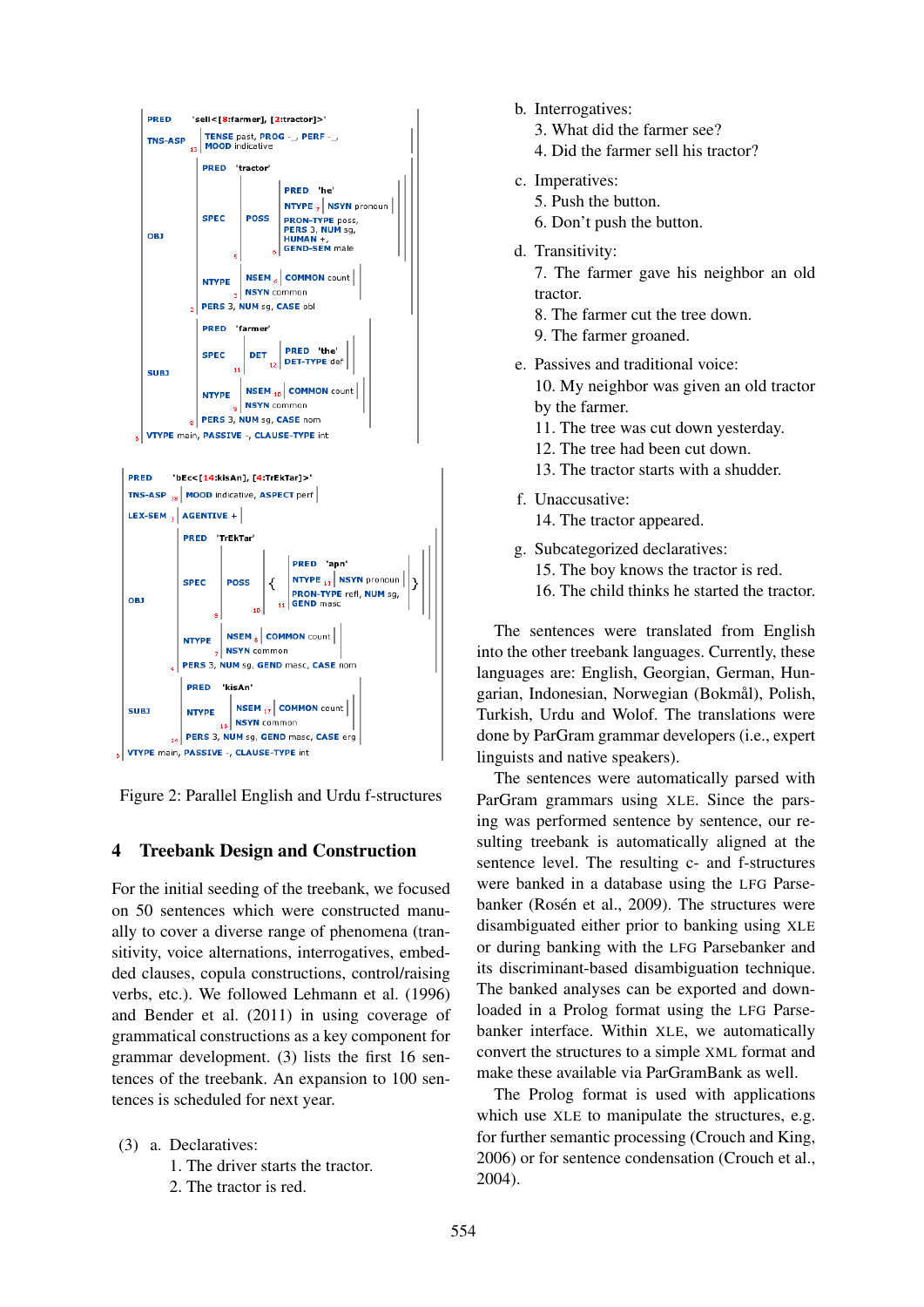```
PRED     'sell<[8:farmer], [2:tractor]>'
TNS-ASP  [TENSE past, PROG -_, PERF -_
          MOOD indicative]13
OBJ      [PRED  'tractor'
          SPEC  [POSS [PRED 'he'
                       NTYPE 7[NSYN pronoun]
                       PRON-TYPE poss,
                       PERS 3, NUM sg,
                       HUMAN +,
                       GEND-SEM male]6]5
          NTYPE [NSEM 4[COMMON count]
                 NSYN common]3
          PERS 3, NUM sg, CASE obl]2
SUBJ     [PRED  'farmer'
          SPEC  [DET [PRED 'the'
                      DET-TYPE def]12]11
          NTYPE [NSEM 10[COMMON count]
                 NSYN common]9
          PERS 3, NUM sg, CASE nom]8
VTYPE main, PASSIVE -, CLAUSE-TYPE int
```

```
PRED     'bEc<[14:kisAn], [4:TrEkTar]>'
TNS-ASP  18[MOOD indicative, ASPECT perf]
LEX-SEM  1[AGENTIVE +]
OBJ      [PRED  'TrEkTar'
          SPEC  [POSS { [PRED 'apn'
                         NTYPE 11[NSYN pronoun]
                         PRON-TYPE refl, NUM sg,
                         GEND masc]11 }]10]9
          NTYPE [NSEM 8[COMMON count]
                 NSYN common]7
          PERS 3, NUM sg, GEND masc, CASE nom]4
SUBJ     [PRED  'kisAn'
          NTYPE [NSEM 17[COMMON count]
                 NSYN common]16
          PERS 3, NUM sg, GEND masc, CASE erg]14
VTYPE main, PASSIVE -, CLAUSE-TYPE int
```

Figure 2: Parallel English and Urdu f-structures

## 4 Treebank Design and Construction

For the initial seeding of the treebank, we focused on 50 sentences which were constructed manually to cover a diverse range of phenomena (transitivity, voice alternations, interrogatives, embedded clauses, copula constructions, control/raising verbs, etc.). We followed Lehmann et al. (1996) and Bender et al. (2011) in using coverage of grammatical constructions as a key component for grammar development. (3) lists the first 16 sentences of the treebank. An expansion to 100 sentences is scheduled for next year.

(3) a. Declaratives:
   1. The driver starts the tractor.
   2. The tractor is red.

b. Interrogatives:
   3. What did the farmer see?
   4. Did the farmer sell his tractor?

c. Imperatives:
   5. Push the button.
   6. Don't push the button.

d. Transitivity:
   7. The farmer gave his neighbor an old tractor.
   8. The farmer cut the tree down.
   9. The farmer groaned.

e. Passives and traditional voice:
   10. My neighbor was given an old tractor by the farmer.
   11. The tree was cut down yesterday.
   12. The tree had been cut down.
   13. The tractor starts with a shudder.

f. Unaccusative:
   14. The tractor appeared.

g. Subcategorized declaratives:
   15. The boy knows the tractor is red.
   16. The child thinks he started the tractor.

The sentences were translated from English into the other treebank languages. Currently, these languages are: English, Georgian, German, Hungarian, Indonesian, Norwegian (Bokmål), Polish, Turkish, Urdu and Wolof. The translations were done by ParGram grammar developers (i.e., expert linguists and native speakers).

The sentences were automatically parsed with ParGram grammars using XLE. Since the parsing was performed sentence by sentence, our resulting treebank is automatically aligned at the sentence level. The resulting c- and f-structures were banked in a database using the LFG Parsebanker (Rosén et al., 2009). The structures were disambiguated either prior to banking using XLE or during banking with the LFG Parsebanker and its discriminant-based disambiguation technique. The banked analyses can be exported and downloaded in a Prolog format using the LFG Parsebanker interface. Within XLE, we automatically convert the structures to a simple XML format and make these available via ParGramBank as well.

The Prolog format is used with applications which use XLE to manipulate the structures, e.g. for further semantic processing (Crouch and King, 2006) or for sentence condensation (Crouch et al., 2004).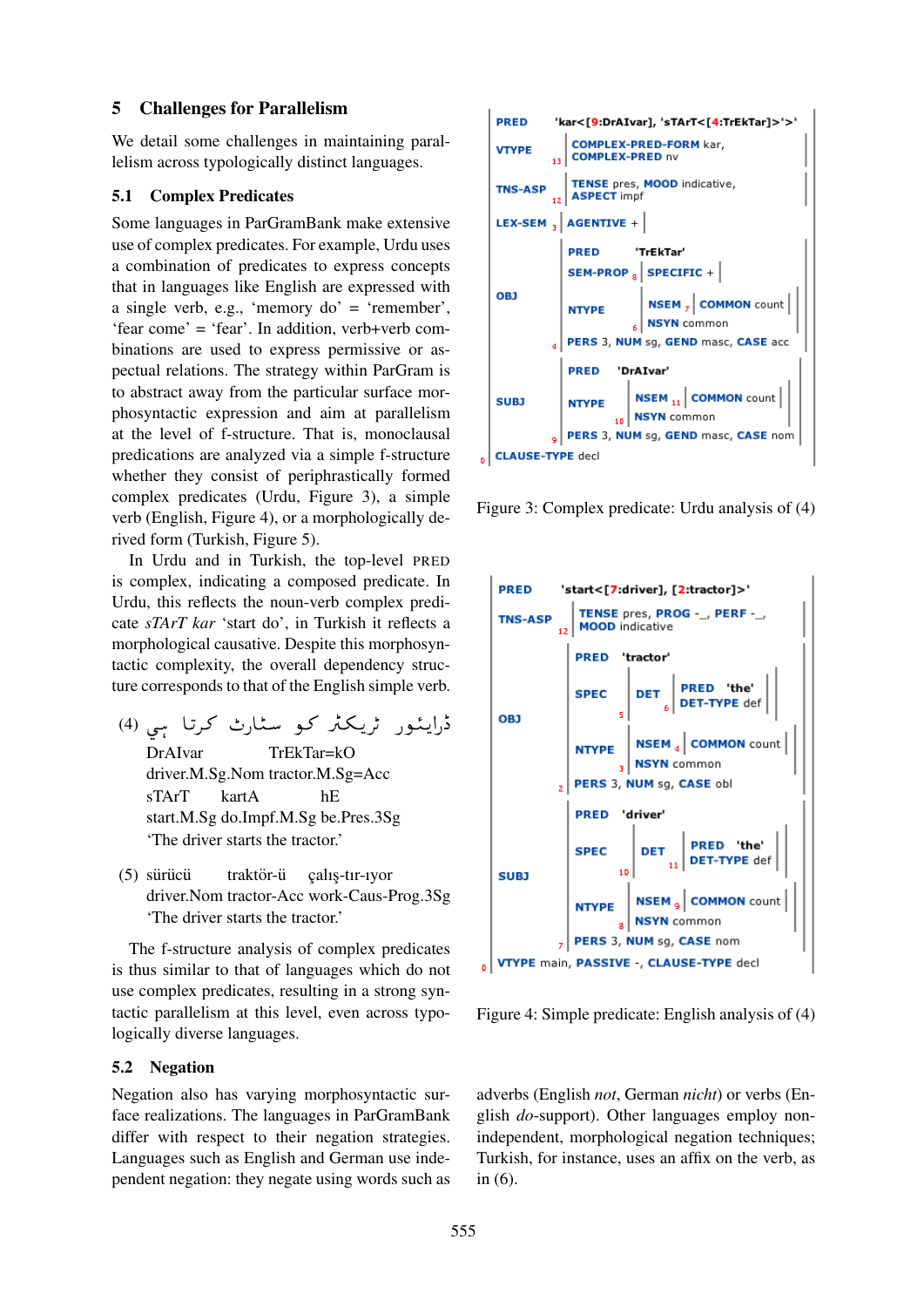## 5 Challenges for Parallelism

We detail some challenges in maintaining parallelism across typologically distinct languages.

### 5.1 Complex Predicates

Some languages in ParGramBank make extensive use of complex predicates. For example, Urdu uses a combination of predicates to express concepts that in languages like English are expressed with a single verb, e.g., 'memory do' = 'remember', 'fear come' = 'fear'. In addition, verb+verb combinations are used to express permissive or aspectual relations. The strategy within ParGram is to abstract away from the particular surface morphosyntactic expression and aim at parallelism at the level of f-structure. That is, monoclausal predications are analyzed via a simple f-structure whether they consist of periphrastically formed complex predicates (Urdu, Figure 3), a simple verb (English, Figure 4), or a morphologically derived form (Turkish, Figure 5).

In Urdu and in Turkish, the top-level PRED is complex, indicating a composed predicate. In Urdu, this reflects the noun-verb complex predicate *sTArT kar* 'start do', in Turkish it reflects a morphological causative. Despite this morphosyntactic complexity, the overall dependency structure corresponds to that of the English simple verb.

(4) ڈرائیور ٹریکٹر کو سٹارٹ کرتا ہے

DrAIvar TrEkTar=kO sTArT kartA hE
driver.M.Sg.Nom tractor.M.Sg=Acc start.M.Sg do.Impf.M.Sg be.Pres.3Sg
'The driver starts the tractor.'

(5) sürücü traktör-ü çalış-tır-ıyor
driver.Nom tractor-Acc work-Caus-Prog.3Sg
'The driver starts the tractor.'

The f-structure analysis of complex predicates is thus similar to that of languages which do not use complex predicates, resulting in a strong syntactic parallelism at this level, even across typologically diverse languages.

```
PRED      'kar<[9:DrAIvar], 'sTArT<[4:TrEkTar]>'>'
VTYPE     13 [COMPLEX-PRED-FORM kar, COMPLEX-PRED nv]
TNS-ASP   12 [TENSE pres, MOOD indicative, ASPECT impf]
LEX-SEM   3 [AGENTIVE +]
OBJ       4 [PRED 'TrEkTar'
             SEM-PROP 8 [SPECIFIC +]
             NTYPE 6 [NSEM 7 [COMMON count], NSYN common]
             PERS 3, NUM sg, GEND masc, CASE acc]
SUBJ      9 [PRED 'DrAIvar'
             NTYPE 10 [NSEM 11 [COMMON count], NSYN common]
             PERS 3, NUM sg, GEND masc, CASE nom]
0 CLAUSE-TYPE decl
```

Figure 3: Complex predicate: Urdu analysis of (4)

```
PRED      'start<[7:driver], [2:tractor]>'
TNS-ASP   12 [TENSE pres, PROG -_, PERF -_, MOOD indicative]
OBJ       2 [PRED 'tractor'
             SPEC 5 [DET 6 [PRED 'the', DET-TYPE def]]
             NTYPE 3 [NSEM 4 [COMMON count], NSYN common]
             PERS 3, NUM sg, CASE obl]
SUBJ      7 [PRED 'driver'
             SPEC 10 [DET 11 [PRED 'the', DET-TYPE def]]
             NTYPE 8 [NSEM 9 [COMMON count], NSYN common]
             PERS 3, NUM sg, CASE nom]
0 VTYPE main, PASSIVE -, CLAUSE-TYPE decl
```

Figure 4: Simple predicate: English analysis of (4)

### 5.2 Negation

Negation also has varying morphosyntactic surface realizations. The languages in ParGramBank differ with respect to their negation strategies. Languages such as English and German use independent negation: they negate using words such as adverbs (English *not*, German *nicht*) or verbs (English *do*-support). Other languages employ non-independent, morphological negation techniques; Turkish, for instance, uses an affix on the verb, as in (6).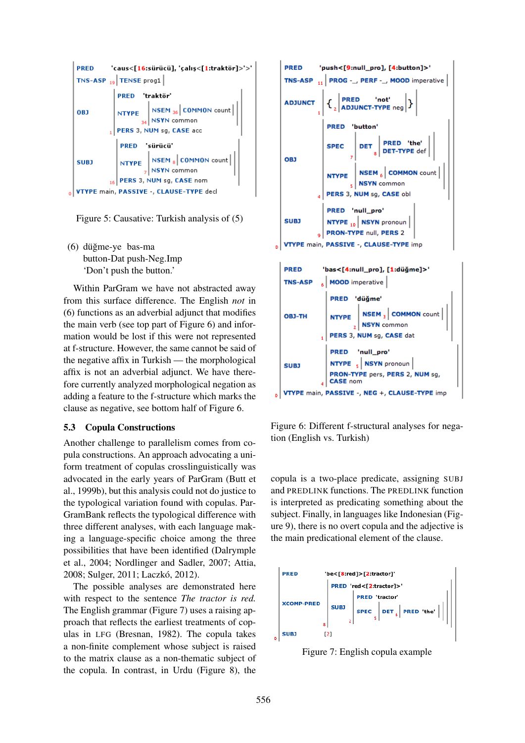```
PRED      'caus<[16:sürücü], 'çalış<[1:traktör]>'>'
TNS-ASP   19 [TENSE prog1]
OBJ       [PRED 'traktör'
           NTYPE [NSEM 36 [COMMON count]
                  34 NSYN common]
           1 PERS 3, NUM sg, CASE acc]
SUBJ      [PRED 'sürücü'
           NTYPE [NSEM 8 [COMMON count]
                  7 NSYN common]
           16 PERS 3, NUM sg, CASE nom]
0 VTYPE main, PASSIVE -, CLAUSE-TYPE decl
```

Figure 5: Causative: Turkish analysis of (5)

(6) düğme-ye bas-ma
button-Dat push-Neg.Imp
'Don't push the button.'

Within ParGram we have not abstracted away from this surface difference. The English *not* in (6) functions as an adverbial adjunct that modifies the main verb (see top part of Figure 6) and information would be lost if this were not represented at f-structure. However, the same cannot be said of the negative affix in Turkish — the morphological affix is not an adverbial adjunct. We have therefore currently analyzed morphological negation as adding a feature to the f-structure which marks the clause as negative, see bottom half of Figure 6.

```
PRED      'push<[9:null_pro], [4:button]>'
TNS-ASP   11 [PROG -_, PERF -_, MOOD imperative]
ADJUNCT   1 { 2 [PRED 'not'
                 ADJUNCT-TYPE neg] }
OBJ       [PRED 'button'
           SPEC 7 [DET 8 [PRED 'the'
                          DET-TYPE def]]
           NTYPE [NSEM 6 [COMMON count]
                  5 NSYN common]
           4 PERS 3, NUM sg, CASE obl]
SUBJ      [PRED 'null_pro'
           NTYPE 10 [NSYN pronoun]
           9 PRON-TYPE null, PERS 2]
0 VTYPE main, PASSIVE -, CLAUSE-TYPE imp

PRED      'bas<[4:null_pro], [1:düğme]>'
TNS-ASP   6 [MOOD imperative]
OBJ-TH    [PRED 'düğme'
           NTYPE [NSEM 3 [COMMON count]
                  2 NSYN common]
           1 PERS 3, NUM sg, CASE dat]
SUBJ      [PRED 'null_pro'
           NTYPE 5 [NSYN pronoun]
           PRON-TYPE pers, PERS 2, NUM sg,
           4 CASE nom]
0 VTYPE main, PASSIVE -, NEG +, CLAUSE-TYPE imp
```

Figure 6: Different f-structural analyses for negation (English vs. Turkish)

### 5.3 Copula Constructions

Another challenge to parallelism comes from copula constructions. An approach advocating a uniform treatment of copulas crosslinguistically was advocated in the early years of ParGram (Butt et al., 1999b), but this analysis could not do justice to the typological variation found with copulas. ParGramBank reflects the typological difference with three different analyses, with each language making a language-specific choice among the three possibilities that have been identified (Dalrymple et al., 2004; Nordlinger and Sadler, 2007; Attia, 2008; Sulger, 2011; Laczkó, 2012).

The possible analyses are demonstrated here with respect to the sentence *The tractor is red.* The English grammar (Figure 7) uses a raising approach that reflects the earliest treatments of copulas in LFG (Bresnan, 1982). The copula takes a non-finite complement whose subject is raised to the matrix clause as a non-thematic subject of the copula. In contrast, in Urdu (Figure 8), the copula is a two-place predicate, assigning SUBJ and PREDLINK functions. The PREDLINK function is interpreted as predicating something about the subject. Finally, in languages like Indonesian (Figure 9), there is no overt copula and the adjective is the main predicational element of the clause.

```
PRED         'be<[8:red]>[2:tractor]'
XCOMP-PRED   [PRED 'red<[2:tractor]>'
              SUBJ [PRED 'tractor'
                    SPEC 5 [DET 6 [PRED 'the']]]
              2
             8]
SUBJ         [2]
0
```

Figure 7: English copula example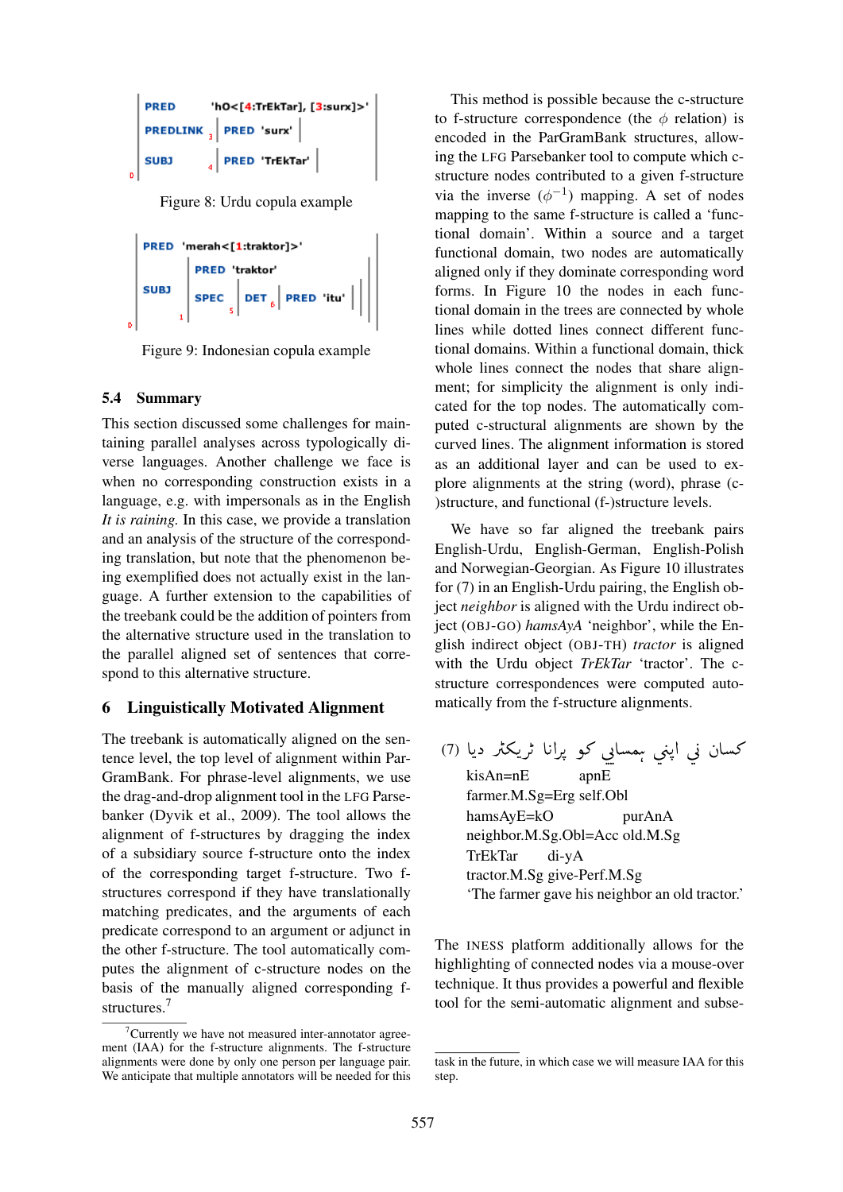| | | |
|---|---|---|
| PRED | 'hO<[4:TrEkTar], [3:surx]>' | |
| PREDLINK | [3] | PRED 'surx' |
| SUBJ | [4] | PRED 'TrEkTar' |

Figure 8: Urdu copula example

| | | | | |
|---|---|---|---|---|
| PRED | 'merah<[1:traktor]>' | | | |
| SUBJ [1] | PRED 'traktor' | | | |
| | SPEC [5] | DET [6] | PRED 'itu' | |

Figure 9: Indonesian copula example

### 5.4 Summary

This section discussed some challenges for maintaining parallel analyses across typologically diverse languages. Another challenge we face is when no corresponding construction exists in a language, e.g. with impersonals as in the English *It is raining.* In this case, we provide a translation and an analysis of the structure of the corresponding translation, but note that the phenomenon being exemplified does not actually exist in the language. A further extension to the capabilities of the treebank could be the addition of pointers from the alternative structure used in the translation to the parallel aligned set of sentences that correspond to this alternative structure.

## 6 Linguistically Motivated Alignment

The treebank is automatically aligned on the sentence level, the top level of alignment within ParGramBank. For phrase-level alignments, we use the drag-and-drop alignment tool in the LFG Parsebanker (Dyvik et al., 2009). The tool allows the alignment of f-structures by dragging the index of a subsidiary source f-structure onto the index of the corresponding target f-structure. Two f-structures correspond if they have translationally matching predicates, and the arguments of each predicate correspond to an argument or adjunct in the other f-structure. The tool automatically computes the alignment of c-structure nodes on the basis of the manually aligned corresponding f-structures.[7]

This method is possible because the c-structure to f-structure correspondence (the $\phi$ relation) is encoded in the ParGramBank structures, allowing the LFG Parsebanker tool to compute which c-structure nodes contributed to a given f-structure via the inverse ($\phi^{-1}$) mapping. A set of nodes mapping to the same f-structure is called a 'functional domain'. Within a source and a target functional domain, two nodes are automatically aligned only if they dominate corresponding word forms. In Figure 10 the nodes in each functional domain in the trees are connected by whole lines while dotted lines connect different functional domains. Within a functional domain, thick whole lines connect the nodes that share alignment; for simplicity the alignment is only indicated for the top nodes. The automatically computed c-structural alignments are shown by the curved lines. The alignment information is stored as an additional layer and can be used to explore alignments at the string (word), phrase (c-)structure, and functional (f-)structure levels.

We have so far aligned the treebank pairs English-Urdu, English-German, English-Polish and Norwegian-Georgian. As Figure 10 illustrates for (7) in an English-Urdu pairing, the English object *neighbor* is aligned with the Urdu indirect object (OBJ-GO) *hamsAyA* 'neighbor', while the English indirect object (OBJ-TH) *tractor* is aligned with the Urdu object *TrEkTar* 'tractor'. The c-structure correspondences were computed automatically from the f-structure alignments.

(7) کسان نے اپنے ہمسایے کو پرانا ٹریکٹر دیا

kisAn=nE apnE
farmer.M.Sg=Erg self.Obl
hamsAyE=kO purAnA
neighbor.M.Sg.Obl=Acc old.M.Sg
TrEkTar di-yA
tractor.M.Sg give-Perf.M.Sg
'The farmer gave his neighbor an old tractor.'

The INESS platform additionally allows for the highlighting of connected nodes via a mouse-over technique. It thus provides a powerful and flexible tool for the semi-automatic alignment and subse-

[7] Currently we have not measured inter-annotator agreement (IAA) for the f-structure alignments. The f-structure alignments were done by only one person per language pair. We anticipate that multiple annotators will be needed for this task in the future, in which case we will measure IAA for this step.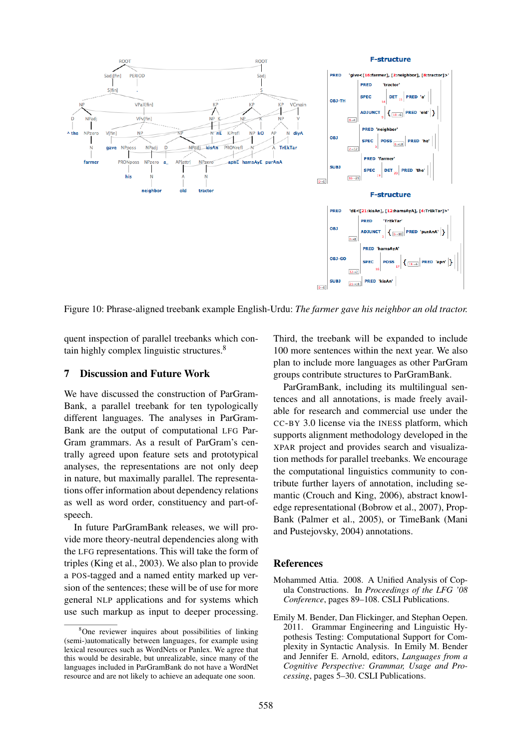Figure 10: Phrase-aligned treebank example English-Urdu: *The farmer gave his neighbor an old tractor.*

quent inspection of parallel treebanks which contain highly complex linguistic structures.[8]

## 7 Discussion and Future Work

We have discussed the construction of ParGramBank, a parallel treebank for ten typologically different languages. The analyses in ParGramBank are the output of computational LFG ParGram grammars. As a result of ParGram's centrally agreed upon feature sets and prototypical analyses, the representations are not only deep in nature, but maximally parallel. The representations offer information about dependency relations as well as word order, constituency and part-of-speech.

In future ParGramBank releases, we will provide more theory-neutral dependencies along with the LFG representations. This will take the form of triples (King et al., 2003). We also plan to provide a POS-tagged and a named entity marked up version of the sentences; these will be of use for more general NLP applications and for systems which use such markup as input to deeper processing.

[8]One reviewer inquires about possibilities of linking (semi-)automatically between languages, for example using lexical resources such as WordNets or Panlex. We agree that this would be desirable, but unrealizable, since many of the languages included in ParGramBank do not have a WordNet resource and are not likely to achieve an adequate one soon.

Third, the treebank will be expanded to include 100 more sentences within the next year. We also plan to include more languages as other ParGram groups contribute structures to ParGramBank.

ParGramBank, including its multilingual sentences and all annotations, is made freely available for research and commercial use under the CC-BY 3.0 license via the INESS platform, which supports alignment methodology developed in the XPAR project and provides search and visualization methods for parallel treebanks. We encourage the computational linguistics community to contribute further layers of annotation, including semantic (Crouch and King, 2006), abstract knowledge representational (Bobrow et al., 2007), PropBank (Palmer et al., 2005), or TimeBank (Mani and Pustejovsky, 2004) annotations.

## References

Mohammed Attia. 2008. A Unified Analysis of Copula Constructions. In *Proceedings of the LFG '08 Conference*, pages 89–108. CSLI Publications.

Emily M. Bender, Dan Flickinger, and Stephan Oepen. 2011. Grammar Engineering and Linguistic Hypothesis Testing: Computational Support for Complexity in Syntactic Analysis. In Emily M. Bender and Jennifer E. Arnold, editors, *Languages from a Cognitive Perspective: Grammar, Usage and Processing*, pages 5–30. CSLI Publications.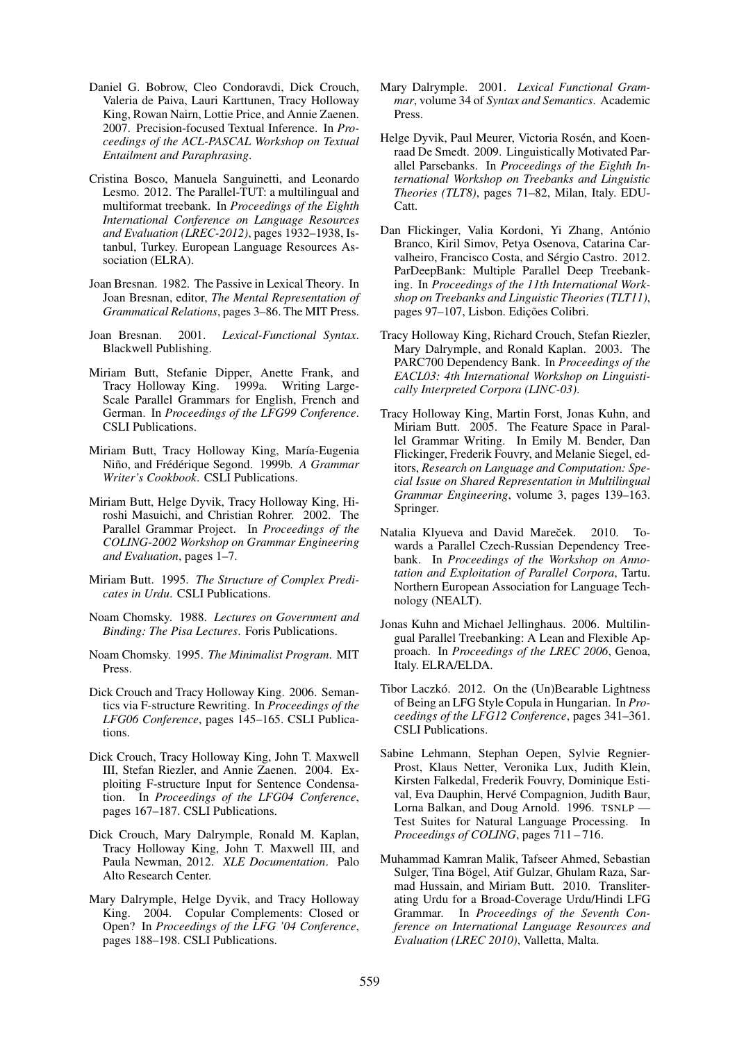Daniel G. Bobrow, Cleo Condoravdi, Dick Crouch, Valeria de Paiva, Lauri Karttunen, Tracy Holloway King, Rowan Nairn, Lottie Price, and Annie Zaenen. 2007. Precision-focused Textual Inference. In *Proceedings of the ACL-PASCAL Workshop on Textual Entailment and Paraphrasing*.

Cristina Bosco, Manuela Sanguinetti, and Leonardo Lesmo. 2012. The Parallel-TUT: a multilingual and multiformat treebank. In *Proceedings of the Eighth International Conference on Language Resources and Evaluation (LREC-2012)*, pages 1932–1938, Istanbul, Turkey. European Language Resources Association (ELRA).

Joan Bresnan. 1982. The Passive in Lexical Theory. In Joan Bresnan, editor, *The Mental Representation of Grammatical Relations*, pages 3–86. The MIT Press.

Joan Bresnan. 2001. *Lexical-Functional Syntax*. Blackwell Publishing.

Miriam Butt, Stefanie Dipper, Anette Frank, and Tracy Holloway King. 1999a. Writing Large-Scale Parallel Grammars for English, French and German. In *Proceedings of the LFG99 Conference*. CSLI Publications.

Miriam Butt, Tracy Holloway King, María-Eugenia Niño, and Frédérique Segond. 1999b. *A Grammar Writer's Cookbook*. CSLI Publications.

Miriam Butt, Helge Dyvik, Tracy Holloway King, Hiroshi Masuichi, and Christian Rohrer. 2002. The Parallel Grammar Project. In *Proceedings of the COLING-2002 Workshop on Grammar Engineering and Evaluation*, pages 1–7.

Miriam Butt. 1995. *The Structure of Complex Predicates in Urdu*. CSLI Publications.

Noam Chomsky. 1988. *Lectures on Government and Binding: The Pisa Lectures*. Foris Publications.

Noam Chomsky. 1995. *The Minimalist Program*. MIT Press.

Dick Crouch and Tracy Holloway King. 2006. Semantics via F-structure Rewriting. In *Proceedings of the LFG06 Conference*, pages 145–165. CSLI Publications.

Dick Crouch, Tracy Holloway King, John T. Maxwell III, Stefan Riezler, and Annie Zaenen. 2004. Exploiting F-structure Input for Sentence Condensation. In *Proceedings of the LFG04 Conference*, pages 167–187. CSLI Publications.

Dick Crouch, Mary Dalrymple, Ronald M. Kaplan, Tracy Holloway King, John T. Maxwell III, and Paula Newman, 2012. *XLE Documentation*. Palo Alto Research Center.

Mary Dalrymple, Helge Dyvik, and Tracy Holloway King. 2004. Copular Complements: Closed or Open? In *Proceedings of the LFG '04 Conference*, pages 188–198. CSLI Publications.

Mary Dalrymple. 2001. *Lexical Functional Grammar*, volume 34 of *Syntax and Semantics*. Academic Press.

Helge Dyvik, Paul Meurer, Victoria Rosén, and Koenraad De Smedt. 2009. Linguistically Motivated Parallel Parsebanks. In *Proceedings of the Eighth International Workshop on Treebanks and Linguistic Theories (TLT8)*, pages 71–82, Milan, Italy. EDUCatt.

Dan Flickinger, Valia Kordoni, Yi Zhang, António Branco, Kiril Simov, Petya Osenova, Catarina Carvalheiro, Francisco Costa, and Sérgio Castro. 2012. ParDeepBank: Multiple Parallel Deep Treebanking. In *Proceedings of the 11th International Workshop on Treebanks and Linguistic Theories (TLT11)*, pages 97–107, Lisbon. Edições Colibri.

Tracy Holloway King, Richard Crouch, Stefan Riezler, Mary Dalrymple, and Ronald Kaplan. 2003. The PARC700 Dependency Bank. In *Proceedings of the EACL03: 4th International Workshop on Linguistically Interpreted Corpora (LINC-03)*.

Tracy Holloway King, Martin Forst, Jonas Kuhn, and Miriam Butt. 2005. The Feature Space in Parallel Grammar Writing. In Emily M. Bender, Dan Flickinger, Frederik Fouvry, and Melanie Siegel, editors, *Research on Language and Computation: Special Issue on Shared Representation in Multilingual Grammar Engineering*, volume 3, pages 139–163. Springer.

Natalia Klyueva and David Mareček. 2010. Towards a Parallel Czech-Russian Dependency Treebank. In *Proceedings of the Workshop on Annotation and Exploitation of Parallel Corpora*, Tartu. Northern European Association for Language Technology (NEALT).

Jonas Kuhn and Michael Jellinghaus. 2006. Multilingual Parallel Treebanking: A Lean and Flexible Approach. In *Proceedings of the LREC 2006*, Genoa, Italy. ELRA/ELDA.

Tibor Laczkó. 2012. On the (Un)Bearable Lightness of Being an LFG Style Copula in Hungarian. In *Proceedings of the LFG12 Conference*, pages 341–361. CSLI Publications.

Sabine Lehmann, Stephan Oepen, Sylvie Regnier-Prost, Klaus Netter, Veronika Lux, Judith Klein, Kirsten Falkedal, Frederik Fouvry, Dominique Estival, Eva Dauphin, Hervé Compagnion, Judith Baur, Lorna Balkan, and Doug Arnold. 1996. TSNLP — Test Suites for Natural Language Processing. In *Proceedings of COLING*, pages 711 – 716.

Muhammad Kamran Malik, Tafseer Ahmed, Sebastian Sulger, Tina Bögel, Atif Gulzar, Ghulam Raza, Sarmad Hussain, and Miriam Butt. 2010. Transliterating Urdu for a Broad-Coverage Urdu/Hindi LFG Grammar. In *Proceedings of the Seventh Conference on International Language Resources and Evaluation (LREC 2010)*, Valletta, Malta.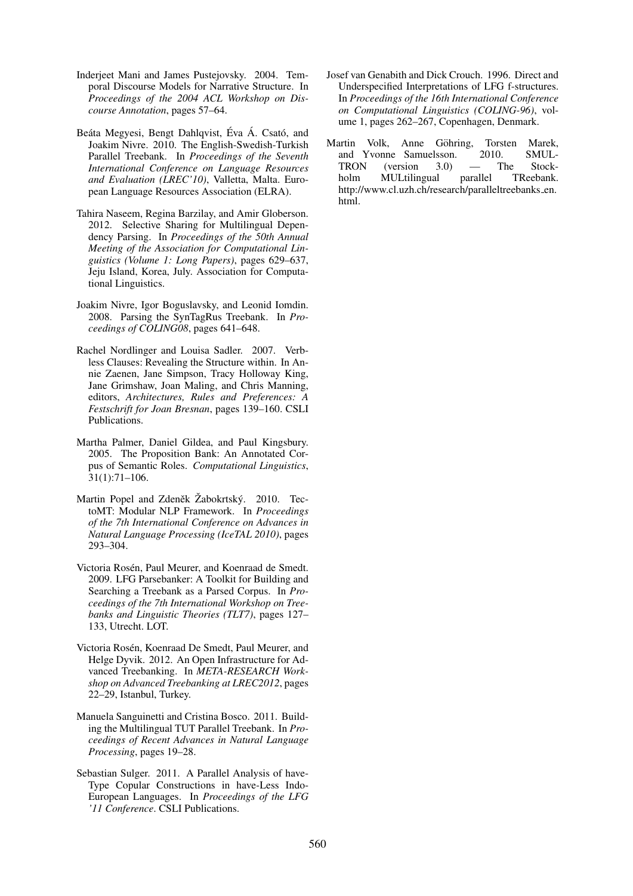Inderjeet Mani and James Pustejovsky. 2004. Temporal Discourse Models for Narrative Structure. In *Proceedings of the 2004 ACL Workshop on Discourse Annotation*, pages 57–64.

Beáta Megyesi, Bengt Dahlqvist, Éva Á. Csató, and Joakim Nivre. 2010. The English-Swedish-Turkish Parallel Treebank. In *Proceedings of the Seventh International Conference on Language Resources and Evaluation (LREC'10)*, Valletta, Malta. European Language Resources Association (ELRA).

Tahira Naseem, Regina Barzilay, and Amir Globerson. 2012. Selective Sharing for Multilingual Dependency Parsing. In *Proceedings of the 50th Annual Meeting of the Association for Computational Linguistics (Volume 1: Long Papers)*, pages 629–637, Jeju Island, Korea, July. Association for Computational Linguistics.

Joakim Nivre, Igor Boguslavsky, and Leonid Iomdin. 2008. Parsing the SynTagRus Treebank. In *Proceedings of COLING08*, pages 641–648.

Rachel Nordlinger and Louisa Sadler. 2007. Verbless Clauses: Revealing the Structure within. In Annie Zaenen, Jane Simpson, Tracy Holloway King, Jane Grimshaw, Joan Maling, and Chris Manning, editors, *Architectures, Rules and Preferences: A Festschrift for Joan Bresnan*, pages 139–160. CSLI Publications.

Martha Palmer, Daniel Gildea, and Paul Kingsbury. 2005. The Proposition Bank: An Annotated Corpus of Semantic Roles. *Computational Linguistics*, 31(1):71–106.

Martin Popel and Zdeněk Žabokrtský. 2010. TectoMT: Modular NLP Framework. In *Proceedings of the 7th International Conference on Advances in Natural Language Processing (IceTAL 2010)*, pages 293–304.

Victoria Rosén, Paul Meurer, and Koenraad de Smedt. 2009. LFG Parsebanker: A Toolkit for Building and Searching a Treebank as a Parsed Corpus. In *Proceedings of the 7th International Workshop on Treebanks and Linguistic Theories (TLT7)*, pages 127–133, Utrecht. LOT.

Victoria Rosén, Koenraad De Smedt, Paul Meurer, and Helge Dyvik. 2012. An Open Infrastructure for Advanced Treebanking. In *META-RESEARCH Workshop on Advanced Treebanking at LREC2012*, pages 22–29, Istanbul, Turkey.

Manuela Sanguinetti and Cristina Bosco. 2011. Building the Multilingual TUT Parallel Treebank. In *Proceedings of Recent Advances in Natural Language Processing*, pages 19–28.

Sebastian Sulger. 2011. A Parallel Analysis of have-Type Copular Constructions in have-Less Indo-European Languages. In *Proceedings of the LFG '11 Conference*. CSLI Publications.

Josef van Genabith and Dick Crouch. 1996. Direct and Underspecified Interpretations of LFG f-structures. In *Proceedings of the 16th International Conference on Computational Linguistics (COLING-96)*, volume 1, pages 262–267, Copenhagen, Denmark.

Martin Volk, Anne Göhring, Torsten Marek, and Yvonne Samuelsson. 2010. SMULTRON (version 3.0) — The Stockholm MULtilingual parallel TReebank. http://www.cl.uzh.ch/research/paralleltreebanks_en.html.